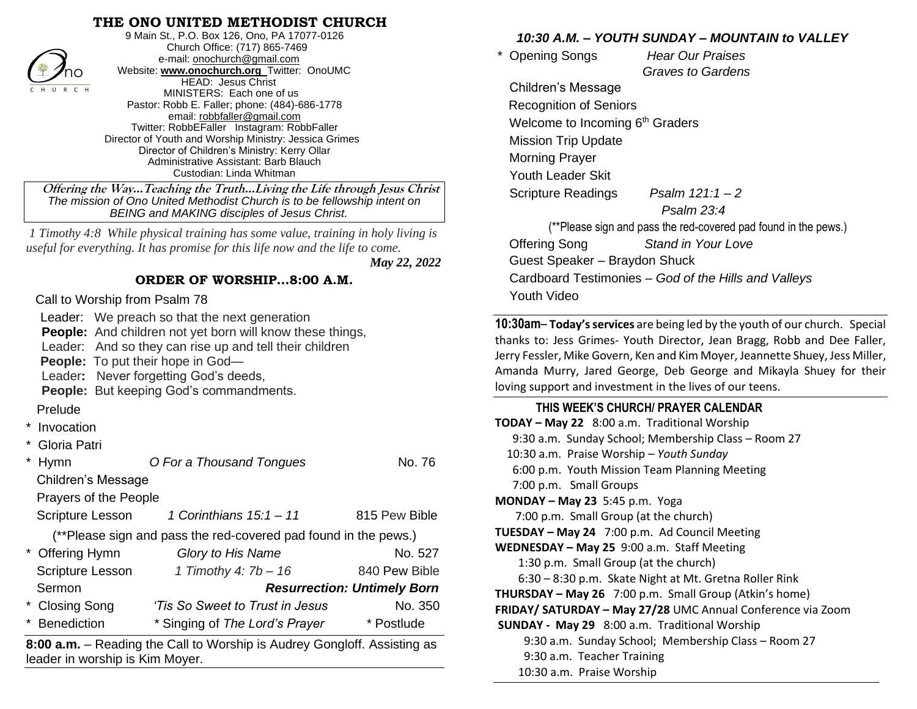# THE ONO UNITED METHODIST CHURCH

9 Main St., P.O. Box 126, Ono, PA 17077-0126
Church Office: (717) 865-7469
e-mail: onochurch@gmail.com
Website: **www.onochurch.org** Twitter: OnoUMC
HEAD: Jesus Christ
MINISTERS: Each one of us
Pastor: Robb E. Faller; phone: (484)-686-1778
email: robbfaller@gmail.com
Twitter: RobbEFaller Instagram: RobbFaller
Director of Youth and Worship Ministry: Jessica Grimes
Director of Children's Ministry: Kerry Ollar
Administrative Assistant: Barb Blauch
Custodian: Linda Whitman

**Offering the Way…Teaching the Truth…Living the Life through Jesus Christ**
*The mission of Ono United Methodist Church is to be fellowship intent on BEING and MAKING disciples of Jesus Christ.*

*1 Timothy 4:8 While physical training has some value, training in holy living is useful for everything. It has promise for this life now and the life to come.*

***May 22, 2022***

## ORDER OF WORSHIP…8:00 A.M.

Call to Worship from Psalm 78

Leader: We preach so that the next generation
**People:** And children not yet born will know these things,
Leader: And so they can rise up and tell their children
**People:** To put their hope in God—
Leader**:** Never forgetting God's deeds,
**People:** But keeping God's commandments.

Prelude
\* Invocation
\* Gloria Patri
\* Hymn — *O For a Thousand Tongues* — No. 76
Children's Message
Prayers of the People
Scripture Lesson — *1 Corinthians 15:1 – 11* — 815 Pew Bible
(**Please sign and pass the red-covered pad found in the pews.)
\* Offering Hymn — *Glory to His Name* — No. 527
Scripture Lesson — *1 Timothy 4: 7b – 16* — 840 Pew Bible
Sermon — ***Resurrection: Untimely Born***
\* Closing Song — *'Tis So Sweet to Trust in Jesus* — No. 350
\* Benediction — \* Singing of *The Lord's Prayer* — \* Postlude

**8:00 a.m.** – Reading the Call to Worship is Audrey Gongloff. Assisting as leader in worship is Kim Moyer.

## *10:30 A.M. – YOUTH SUNDAY – MOUNTAIN to VALLEY*

\* Opening Songs — *Hear Our Praises*, *Graves to Gardens*
Children's Message
Recognition of Seniors
Welcome to Incoming 6th Graders
Mission Trip Update
Morning Prayer
Youth Leader Skit
Scripture Readings — *Psalm 121:1 – 2*, *Psalm 23:4*
(**Please sign and pass the red-covered pad found in the pews.)
Offering Song — *Stand in Your Love*
Guest Speaker – Braydon Shuck
Cardboard Testimonies – *God of the Hills and Valleys*
Youth Video

**10:30am**– **Today's services** are being led by the youth of our church. Special thanks to: Jess Grimes- Youth Director, Jean Bragg, Robb and Dee Faller, Jerry Fessler, Mike Govern, Ken and Kim Moyer, Jeannette Shuey, Jess Miller, Amanda Murry, Jared George, Deb George and Mikayla Shuey for their loving support and investment in the lives of our teens.

## THIS WEEK'S CHURCH/ PRAYER CALENDAR

**TODAY – May 22** 8:00 a.m. Traditional Worship
9:30 a.m. Sunday School; Membership Class – Room 27
10:30 a.m. Praise Worship – *Youth Sunday*
6:00 p.m. Youth Mission Team Planning Meeting
7:00 p.m. Small Groups

**MONDAY – May 23** 5:45 p.m. Yoga
7:00 p.m. Small Group (at the church)

**TUESDAY – May 24** 7:00 p.m. Ad Council Meeting

**WEDNESDAY – May 25** 9:00 a.m. Staff Meeting
1:30 p.m. Small Group (at the church)
6:30 – 8:30 p.m. Skate Night at Mt. Gretna Roller Rink

**THURSDAY – May 26** 7:00 p.m. Small Group (Atkin's home)

**FRIDAY/ SATURDAY – May 27/28** UMC Annual Conference via Zoom

**SUNDAY - May 29** 8:00 a.m. Traditional Worship
9:30 a.m. Sunday School; Membership Class – Room 27
9:30 a.m. Teacher Training
10:30 a.m. Praise Worship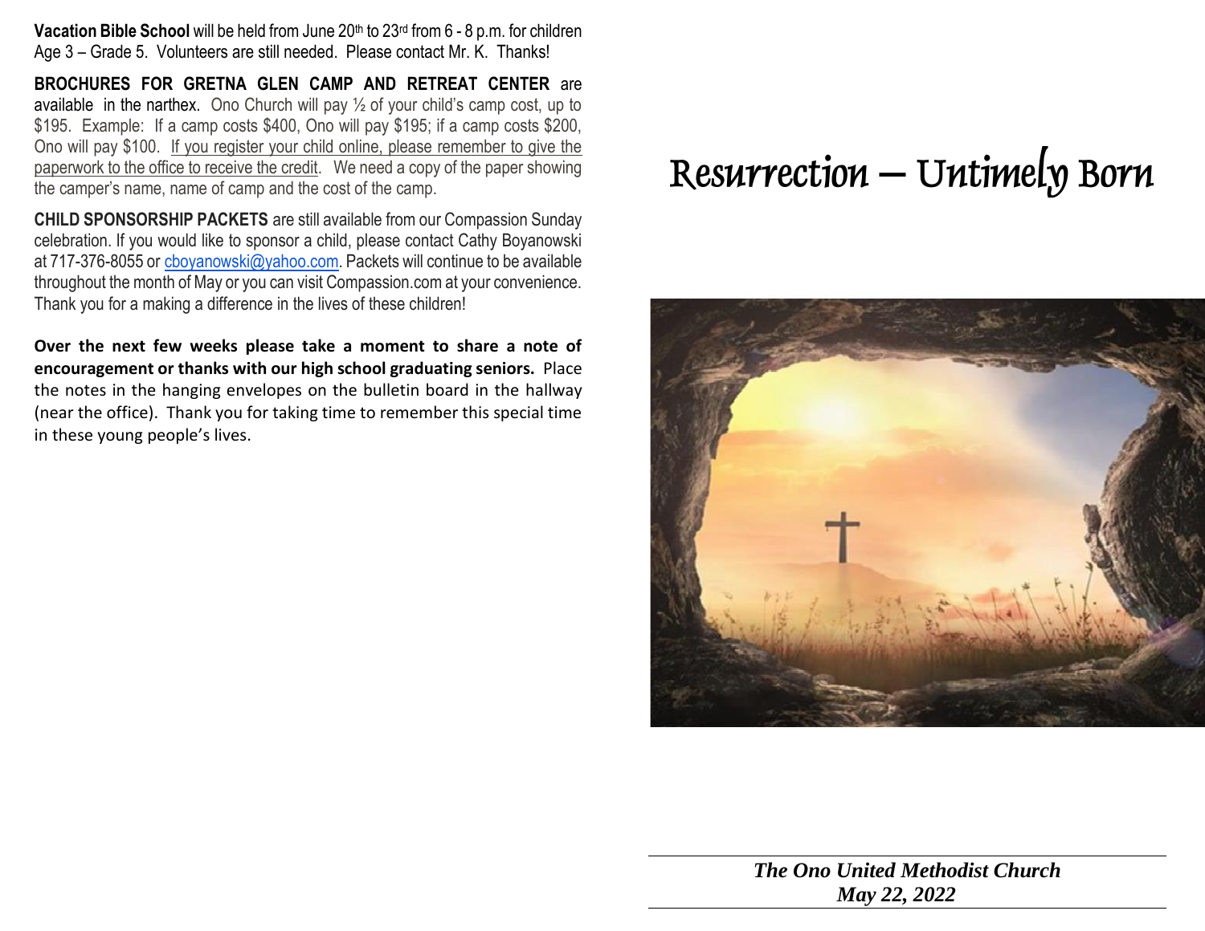**Vacation Bible School** will be held from June 20th to 23rd from 6 - 8 p.m. for children Age 3 – Grade 5. Volunteers are still needed. Please contact Mr. K. Thanks!

**BROCHURES FOR GRETNA GLEN CAMP AND RETREAT CENTER** are available in the narthex. Ono Church will pay ½ of your child's camp cost, up to $195. Example: If a camp costs $400, Ono will pay $195; if a camp costs $200, Ono will pay $100. If you register your child online, please remember to give the paperwork to the office to receive the credit. We need a copy of the paper showing the camper's name, name of camp and the cost of the camp.

**CHILD SPONSORSHIP PACKETS** are still available from our Compassion Sunday celebration. If you would like to sponsor a child, please contact Cathy Boyanowski at 717-376-8055 or cboyanowski@yahoo.com. Packets will continue to be available throughout the month of May or you can visit Compassion.com at your convenience. Thank you for a making a difference in the lives of these children!

**Over the next few weeks please take a moment to share a note of encouragement or thanks with our high school graduating seniors.** Place the notes in the hanging envelopes on the bulletin board in the hallway (near the office). Thank you for taking time to remember this special time in these young people's lives.

# Resurrection – Untimely Born

***The Ono United Methodist Church***
***May 22, 2022***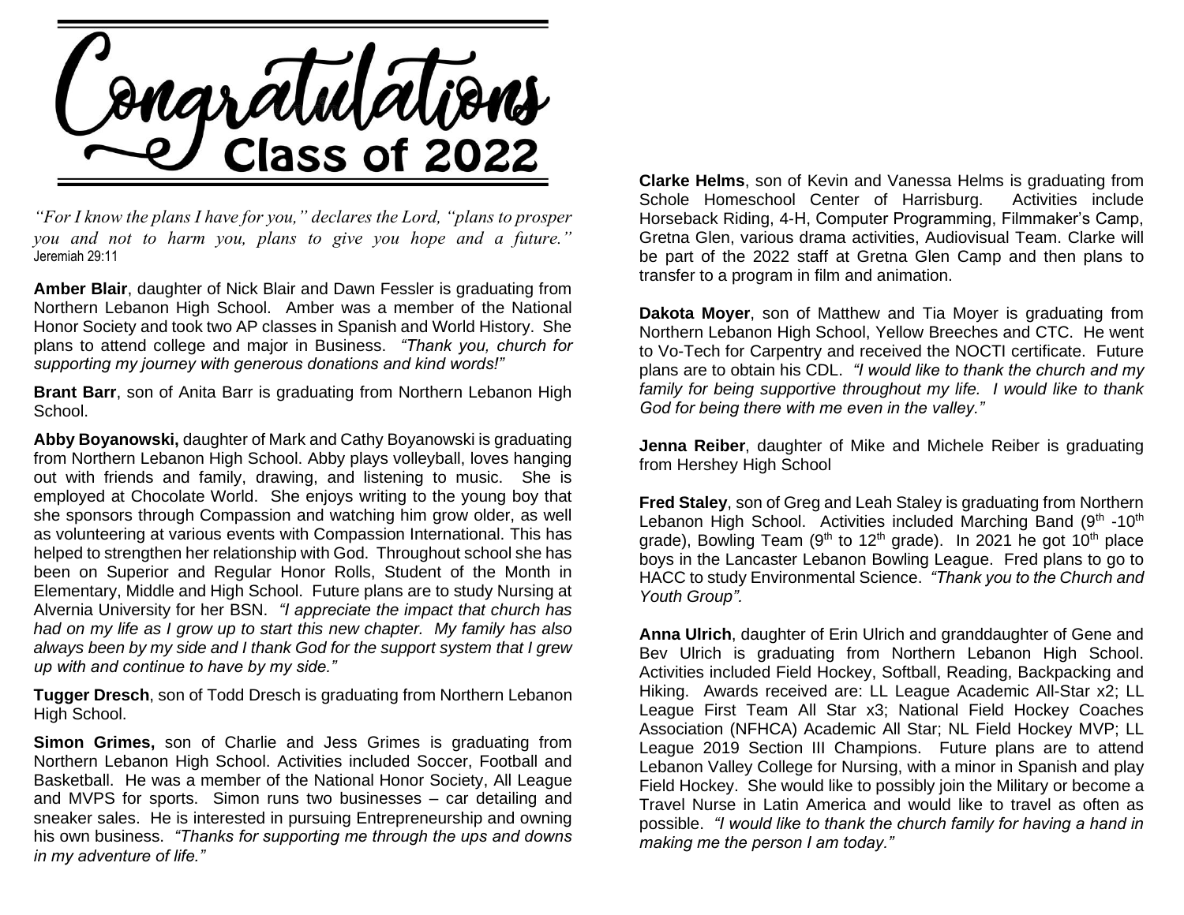# Congratulations Class of 2022

*"For I know the plans I have for you," declares the Lord, "plans to prosper you and not to harm you, plans to give you hope and a future."* Jeremiah 29:11

**Amber Blair**, daughter of Nick Blair and Dawn Fessler is graduating from Northern Lebanon High School. Amber was a member of the National Honor Society and took two AP classes in Spanish and World History. She plans to attend college and major in Business. *"Thank you, church for supporting my journey with generous donations and kind words!"*

**Brant Barr**, son of Anita Barr is graduating from Northern Lebanon High School.

**Abby Boyanowski,** daughter of Mark and Cathy Boyanowski is graduating from Northern Lebanon High School. Abby plays volleyball, loves hanging out with friends and family, drawing, and listening to music. She is employed at Chocolate World. She enjoys writing to the young boy that she sponsors through Compassion and watching him grow older, as well as volunteering at various events with Compassion International. This has helped to strengthen her relationship with God. Throughout school she has been on Superior and Regular Honor Rolls, Student of the Month in Elementary, Middle and High School. Future plans are to study Nursing at Alvernia University for her BSN. *"I appreciate the impact that church has had on my life as I grow up to start this new chapter. My family has also always been by my side and I thank God for the support system that I grew up with and continue to have by my side."*

**Tugger Dresch**, son of Todd Dresch is graduating from Northern Lebanon High School.

**Simon Grimes,** son of Charlie and Jess Grimes is graduating from Northern Lebanon High School. Activities included Soccer, Football and Basketball. He was a member of the National Honor Society, All League and MVPS for sports. Simon runs two businesses – car detailing and sneaker sales. He is interested in pursuing Entrepreneurship and owning his own business. *"Thanks for supporting me through the ups and downs in my adventure of life."*

**Clarke Helms**, son of Kevin and Vanessa Helms is graduating from Schole Homeschool Center of Harrisburg. Activities include Horseback Riding, 4-H, Computer Programming, Filmmaker's Camp, Gretna Glen, various drama activities, Audiovisual Team. Clarke will be part of the 2022 staff at Gretna Glen Camp and then plans to transfer to a program in film and animation.

**Dakota Moyer**, son of Matthew and Tia Moyer is graduating from Northern Lebanon High School, Yellow Breeches and CTC. He went to Vo-Tech for Carpentry and received the NOCTI certificate. Future plans are to obtain his CDL. *"I would like to thank the church and my family for being supportive throughout my life. I would like to thank God for being there with me even in the valley."*

**Jenna Reiber**, daughter of Mike and Michele Reiber is graduating from Hershey High School

**Fred Staley**, son of Greg and Leah Staley is graduating from Northern Lebanon High School. Activities included Marching Band (9th -10th grade), Bowling Team (9th to 12th grade). In 2021 he got 10th place boys in the Lancaster Lebanon Bowling League. Fred plans to go to HACC to study Environmental Science. *"Thank you to the Church and Youth Group".*

**Anna Ulrich**, daughter of Erin Ulrich and granddaughter of Gene and Bev Ulrich is graduating from Northern Lebanon High School. Activities included Field Hockey, Softball, Reading, Backpacking and Hiking. Awards received are: LL League Academic All-Star x2; LL League First Team All Star x3; National Field Hockey Coaches Association (NFHCA) Academic All Star; NL Field Hockey MVP; LL League 2019 Section III Champions. Future plans are to attend Lebanon Valley College for Nursing, with a minor in Spanish and play Field Hockey. She would like to possibly join the Military or become a Travel Nurse in Latin America and would like to travel as often as possible. *"I would like to thank the church family for having a hand in making me the person I am today."*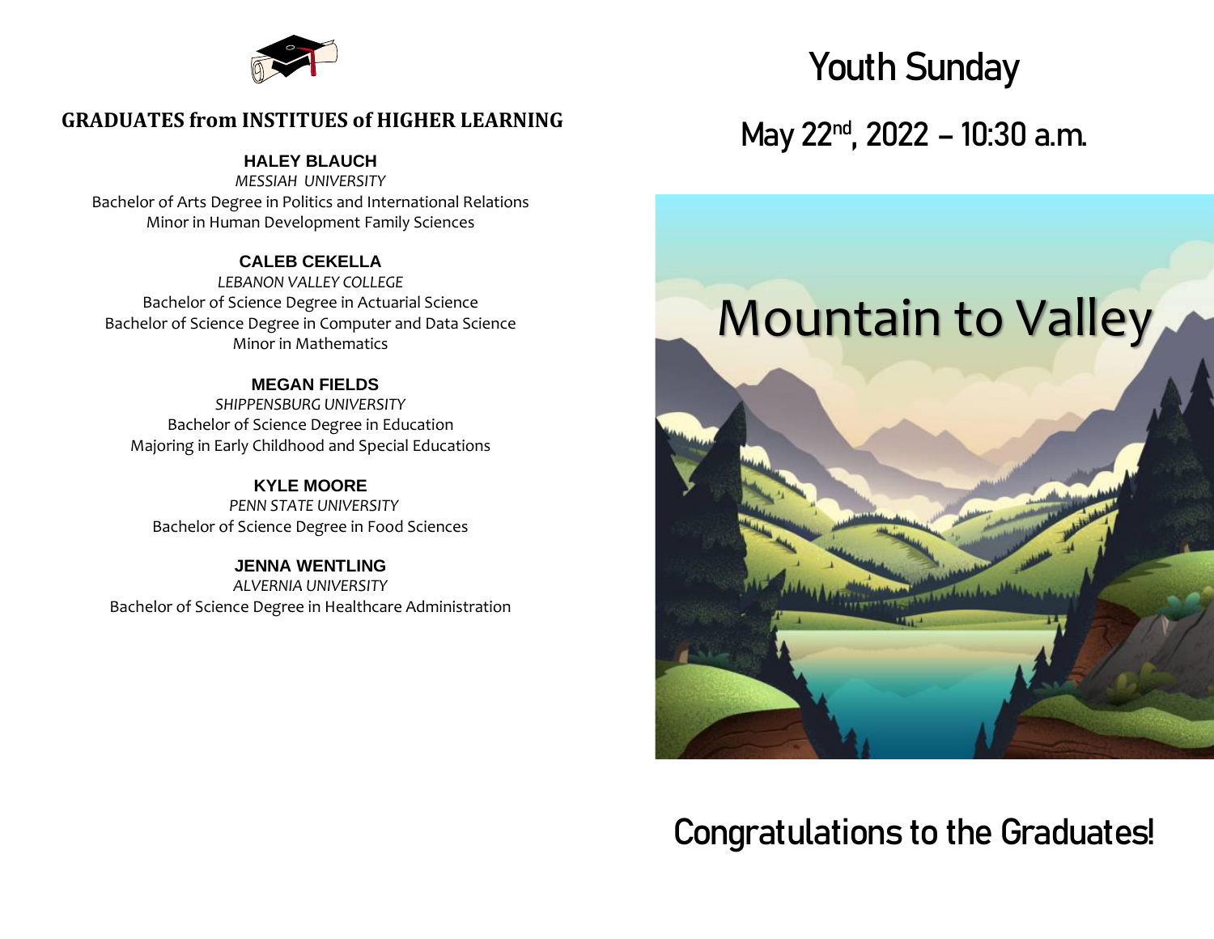## GRADUATES from INSTITUES of HIGHER LEARNING

**HALEY BLAUCH**
*MESSIAH UNIVERSITY*
Bachelor of Arts Degree in Politics and International Relations
Minor in Human Development Family Sciences

**CALEB CEKELLA**
*LEBANON VALLEY COLLEGE*
Bachelor of Science Degree in Actuarial Science
Bachelor of Science Degree in Computer and Data Science
Minor in Mathematics

**MEGAN FIELDS**
*SHIPPENSBURG UNIVERSITY*
Bachelor of Science Degree in Education
Majoring in Early Childhood and Special Educations

**KYLE MOORE**
*PENN STATE UNIVERSITY*
Bachelor of Science Degree in Food Sciences

**JENNA WENTLING**
*ALVERNIA UNIVERSITY*
Bachelor of Science Degree in Healthcare Administration

# Youth Sunday

## May 22nd, 2022 – 10:30 a.m.

Mountain to Valley

## Congratulations to the Graduates!